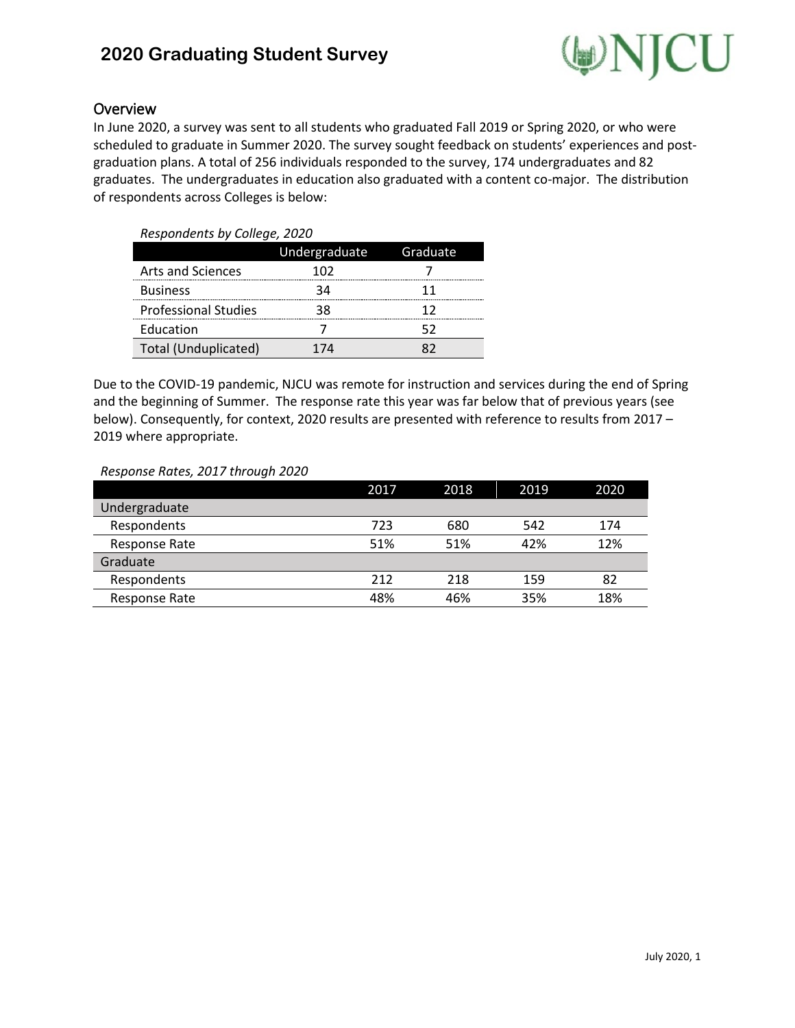# 2020 Graduating Student Survey

## Overview

In June 2020, a survey was sent to all students who graduated Fall 2019 or Spring 2020, or who were scheduled to graduate in Summer 2020. The survey sought feedback on students' experiences and post-graduation plans. A total of 256 individuals responded to the survey, 174 undergraduates and 82 graduates. The undergraduates in education also graduated with a content co-major. The distribution of respondents across Colleges is below:

*Respondents by College, 2020*

| | Undergraduate | Graduate |
|---|---|---|
| Arts and Sciences | 102 | 7 |
| Business | 34 | 11 |
| Professional Studies | 38 | 12 |
| Education | 7 | 52 |
| Total (Unduplicated) | 174 | 82 |

Due to the COVID-19 pandemic, NJCU was remote for instruction and services during the end of Spring and the beginning of Summer. The response rate this year was far below that of previous years (see below). Consequently, for context, 2020 results are presented with reference to results from 2017 – 2019 where appropriate.

*Response Rates, 2017 through 2020*

| | 2017 | 2018 | 2019 | 2020 |
|---|---|---|---|---|
| Undergraduate | | | | |
| Respondents | 723 | 680 | 542 | 174 |
| Response Rate | 51% | 51% | 42% | 12% |
| Graduate | | | | |
| Respondents | 212 | 218 | 159 | 82 |
| Response Rate | 48% | 46% | 35% | 18% |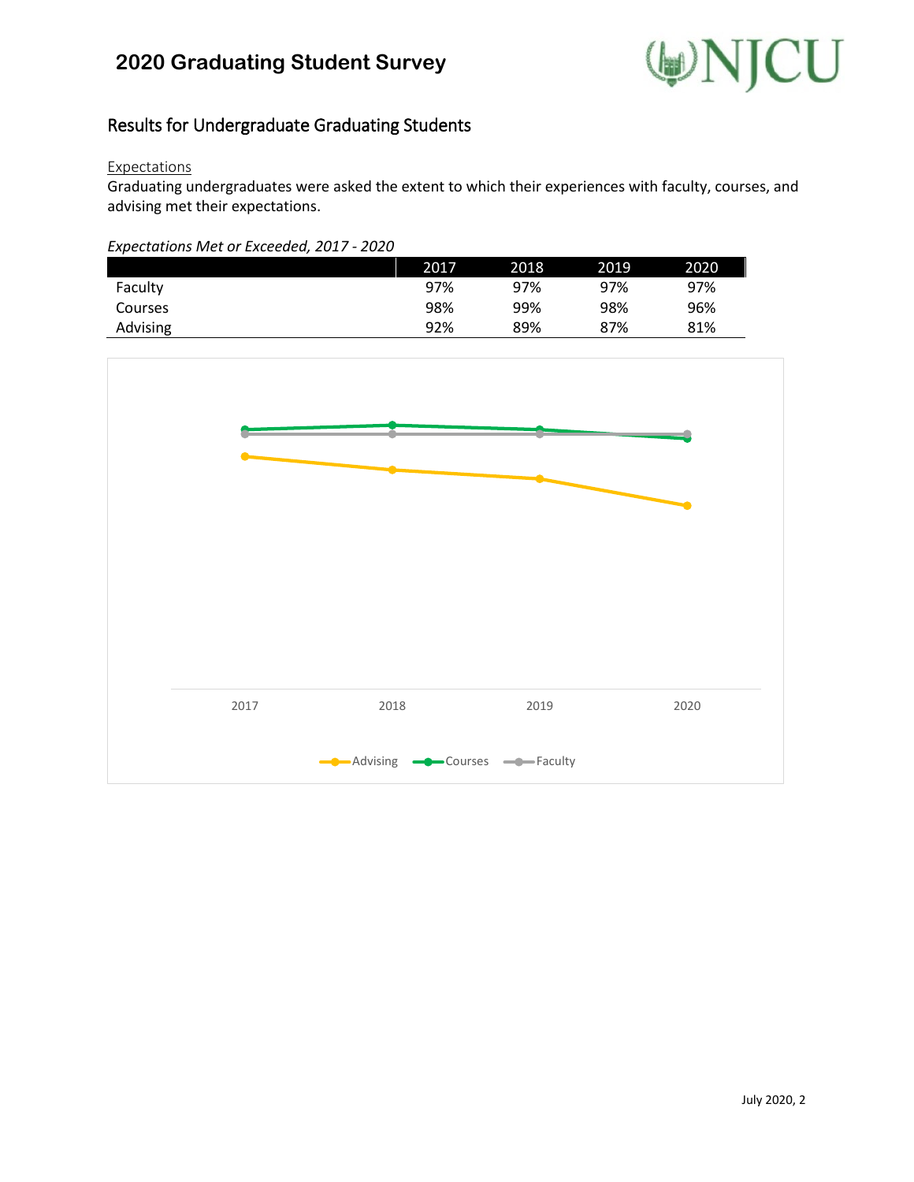# 2020 Graduating Student Survey

## Results for Undergraduate Graduating Students

Expectations

Graduating undergraduates were asked the extent to which their experiences with faculty, courses, and advising met their expectations.

*Expectations Met or Exceeded, 2017 - 2020*

| | 2017 | 2018 | 2019 | 2020 |
|---|---|---|---|---|
| Faculty | 97% | 97% | 97% | 97% |
| Courses | 98% | 99% | 98% | 96% |
| Advising | 92% | 89% | 87% | 81% |

2017 2018 2019 2020

Advising Courses Faculty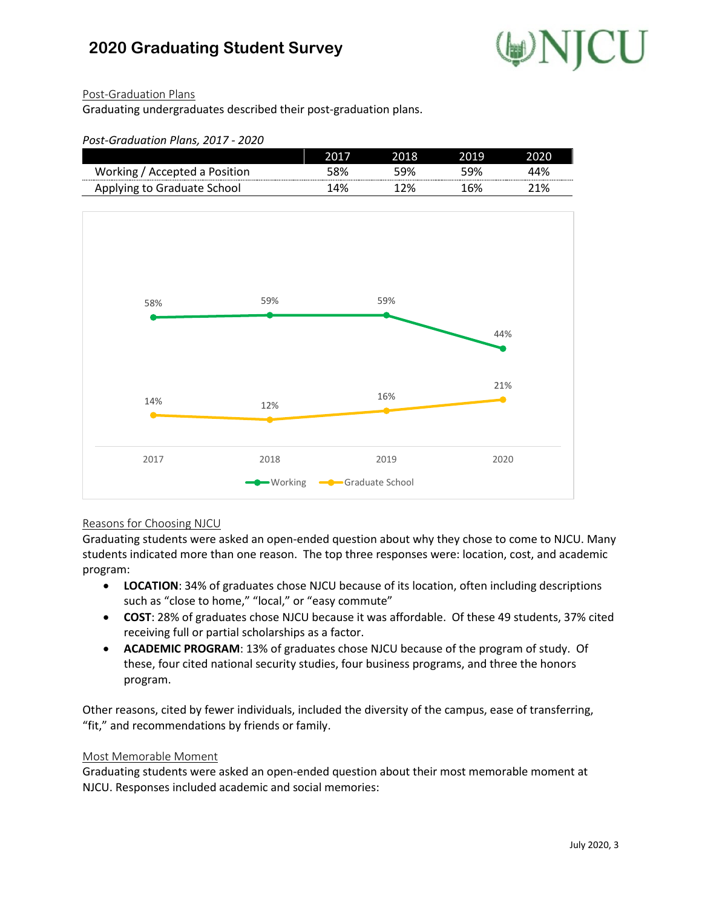# 2020 Graduating Student Survey

## Post-Graduation Plans

Graduating undergraduates described their post-graduation plans.

*Post-Graduation Plans, 2017 - 2020*

| | 2017 | 2018 | 2019 | 2020 |
|---|---|---|---|---|
| Working / Accepted a Position | 58% | 59% | 59% | 44% |
| Applying to Graduate School | 14% | 12% | 16% | 21% |

## Reasons for Choosing NJCU

Graduating students were asked an open-ended question about why they chose to come to NJCU. Many students indicated more than one reason. The top three responses were: location, cost, and academic program:

- **LOCATION**: 34% of graduates chose NJCU because of its location, often including descriptions such as "close to home," "local," or "easy commute"
- **COST**: 28% of graduates chose NJCU because it was affordable. Of these 49 students, 37% cited receiving full or partial scholarships as a factor.
- **ACADEMIC PROGRAM**: 13% of graduates chose NJCU because of the program of study. Of these, four cited national security studies, four business programs, and three the honors program.

Other reasons, cited by fewer individuals, included the diversity of the campus, ease of transferring, "fit," and recommendations by friends or family.

## Most Memorable Moment

Graduating students were asked an open-ended question about their most memorable moment at NJCU. Responses included academic and social memories: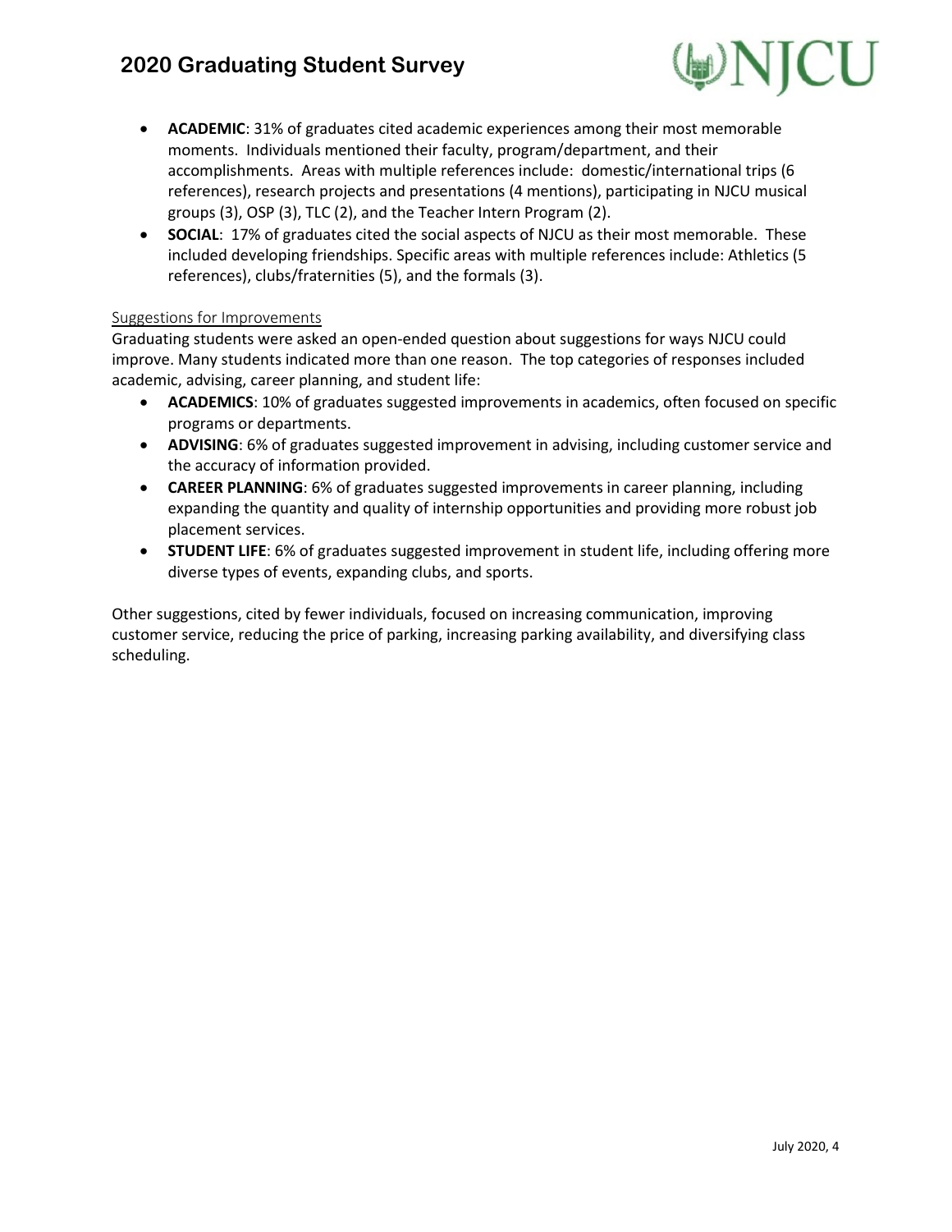- **ACADEMIC**: 31% of graduates cited academic experiences among their most memorable moments. Individuals mentioned their faculty, program/department, and their accomplishments. Areas with multiple references include: domestic/international trips (6 references), research projects and presentations (4 mentions), participating in NJCU musical groups (3), OSP (3), TLC (2), and the Teacher Intern Program (2).
- **SOCIAL**: 17% of graduates cited the social aspects of NJCU as their most memorable. These included developing friendships. Specific areas with multiple references include: Athletics (5 references), clubs/fraternities (5), and the formals (3).

### Suggestions for Improvements

Graduating students were asked an open-ended question about suggestions for ways NJCU could improve. Many students indicated more than one reason. The top categories of responses included academic, advising, career planning, and student life:

- **ACADEMICS**: 10% of graduates suggested improvements in academics, often focused on specific programs or departments.
- **ADVISING**: 6% of graduates suggested improvement in advising, including customer service and the accuracy of information provided.
- **CAREER PLANNING**: 6% of graduates suggested improvements in career planning, including expanding the quantity and quality of internship opportunities and providing more robust job placement services.
- **STUDENT LIFE**: 6% of graduates suggested improvement in student life, including offering more diverse types of events, expanding clubs, and sports.

Other suggestions, cited by fewer individuals, focused on increasing communication, improving customer service, reducing the price of parking, increasing parking availability, and diversifying class scheduling.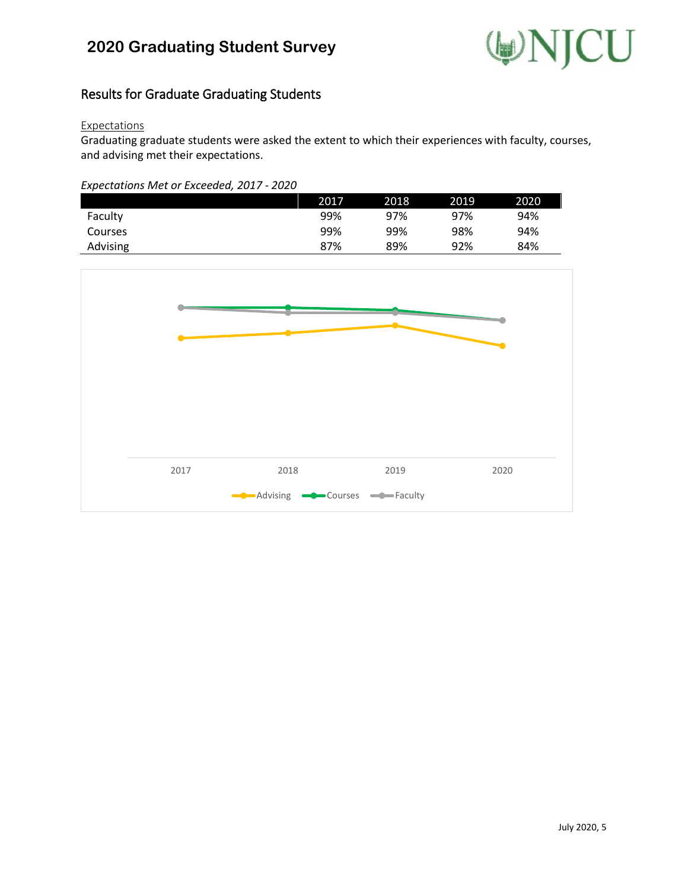# 2020 Graduating Student Survey

## Results for Graduate Graduating Students

### Expectations

Graduating graduate students were asked the extent to which their experiences with faculty, courses, and advising met their expectations.

*Expectations Met or Exceeded, 2017 - 2020*

| | 2017 | 2018 | 2019 | 2020 |
|---|---|---|---|---|
| Faculty | 99% | 97% | 97% | 94% |
| Courses | 99% | 99% | 98% | 94% |
| Advising | 87% | 89% | 92% | 84% |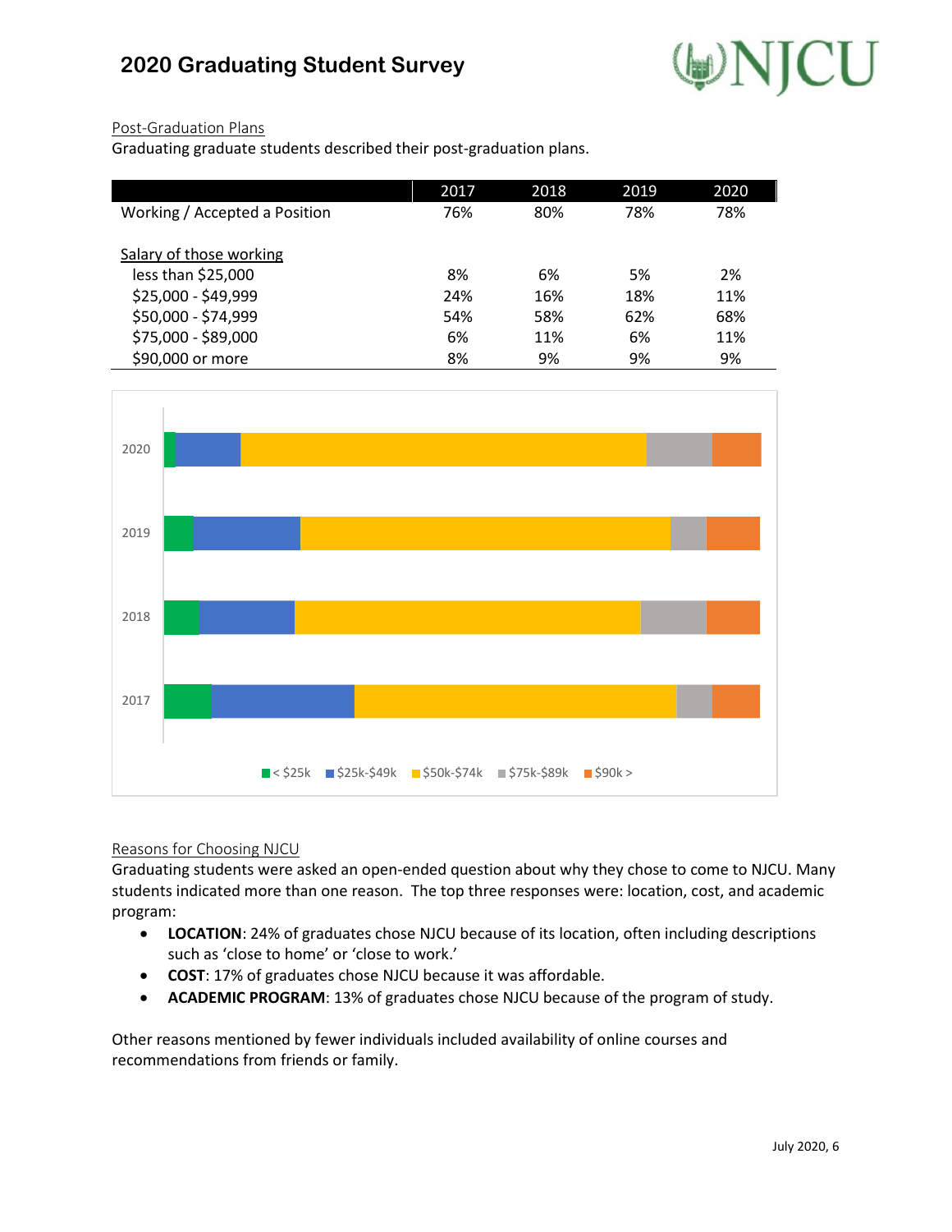# 2020 Graduating Student Survey

Post-Graduation Plans

Graduating graduate students described their post-graduation plans.

| | 2017 | 2018 | 2019 | 2020 |
|---|---|---|---|---|
| Working / Accepted a Position | 76% | 80% | 78% | 78% |
| Salary of those working | | | | |
| less than $25,000 | 8% | 6% | 5% | 2% |
| $25,000 - $49,999 | 24% | 16% | 18% | 11% |
| $50,000 - $74,999 | 54% | 58% | 62% | 68% |
| $75,000 - $89,000 | 6% | 11% | 6% | 11% |
| $90,000 or more | 8% | 9% | 9% | 9% |

Reasons for Choosing NJCU

Graduating students were asked an open-ended question about why they chose to come to NJCU. Many students indicated more than one reason. The top three responses were: location, cost, and academic program:

- **LOCATION**: 24% of graduates chose NJCU because of its location, often including descriptions such as 'close to home' or 'close to work.'
- **COST**: 17% of graduates chose NJCU because it was affordable.
- **ACADEMIC PROGRAM**: 13% of graduates chose NJCU because of the program of study.

Other reasons mentioned by fewer individuals included availability of online courses and recommendations from friends or family.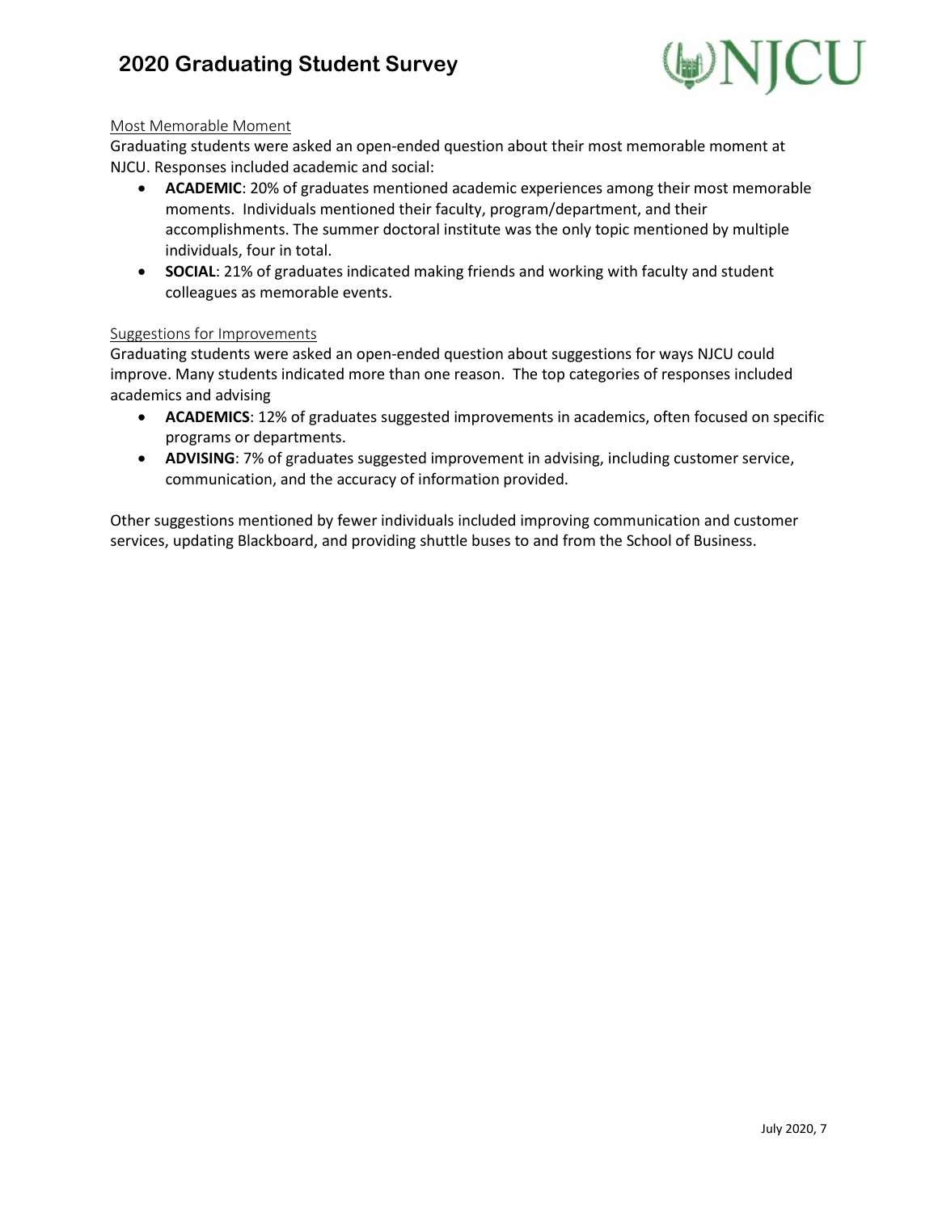Most Memorable Moment

Graduating students were asked an open-ended question about their most memorable moment at NJCU. Responses included academic and social:

- **ACADEMIC**: 20% of graduates mentioned academic experiences among their most memorable moments. Individuals mentioned their faculty, program/department, and their accomplishments. The summer doctoral institute was the only topic mentioned by multiple individuals, four in total.
- **SOCIAL**: 21% of graduates indicated making friends and working with faculty and student colleagues as memorable events.

Suggestions for Improvements

Graduating students were asked an open-ended question about suggestions for ways NJCU could improve. Many students indicated more than one reason. The top categories of responses included academics and advising

- **ACADEMICS**: 12% of graduates suggested improvements in academics, often focused on specific programs or departments.
- **ADVISING**: 7% of graduates suggested improvement in advising, including customer service, communication, and the accuracy of information provided.

Other suggestions mentioned by fewer individuals included improving communication and customer services, updating Blackboard, and providing shuttle buses to and from the School of Business.